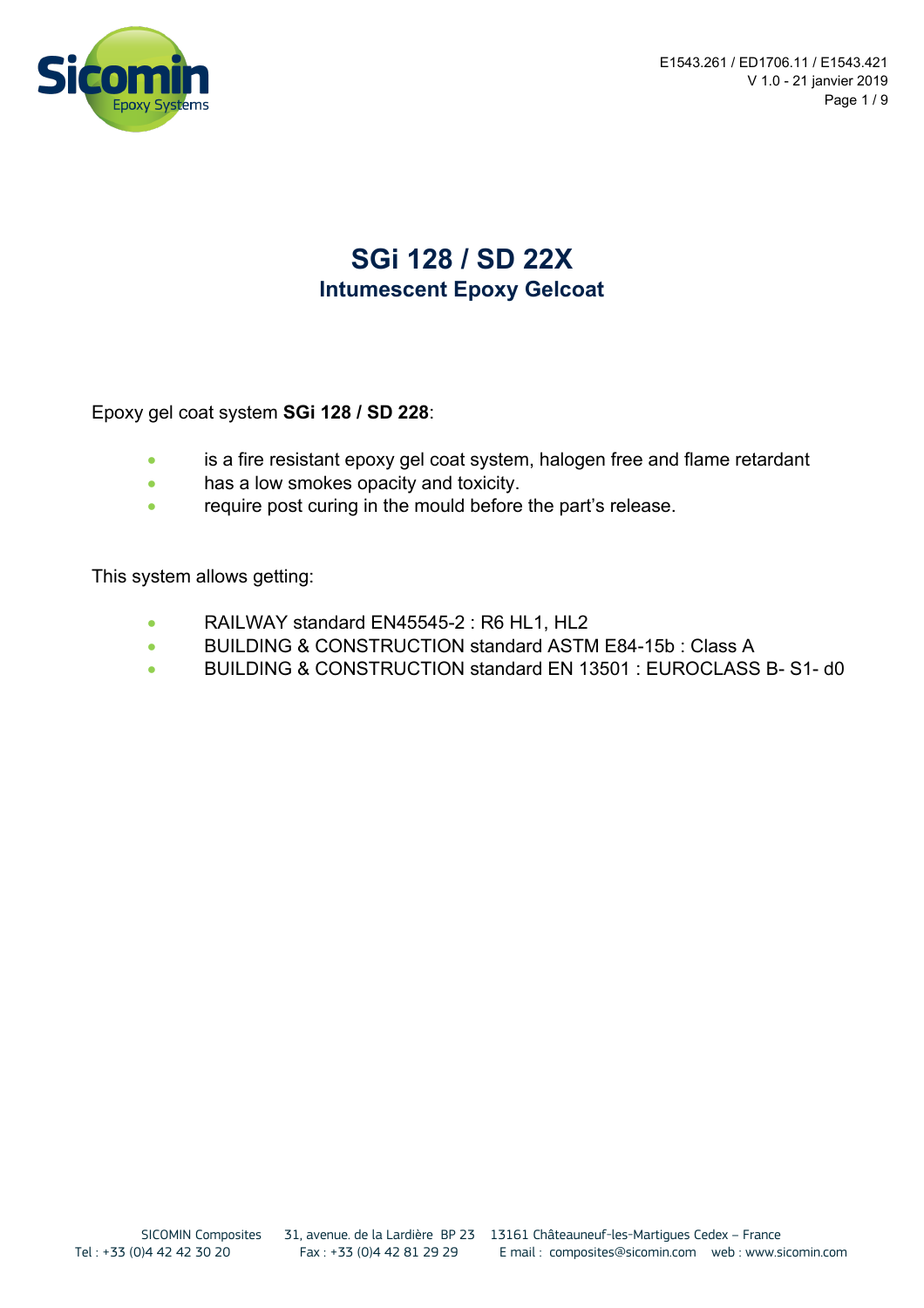# SGi 128 / SD 22X

## Intumescent Epoxy Gelcoat

Epoxy gel coat system **SGi 128 / SD 228**:

- is a fire resistant epoxy gel coat system, halogen free and flame retardant
- has a low smokes opacity and toxicity.
- require post curing in the mould before the part's release.

This system allows getting:

- RAILWAY standard EN45545-2 : R6 HL1, HL2
- BUILDING & CONSTRUCTION standard ASTM E84-15b : Class A
- BUILDING & CONSTRUCTION standard EN 13501 : EUROCLASS B- S1- d0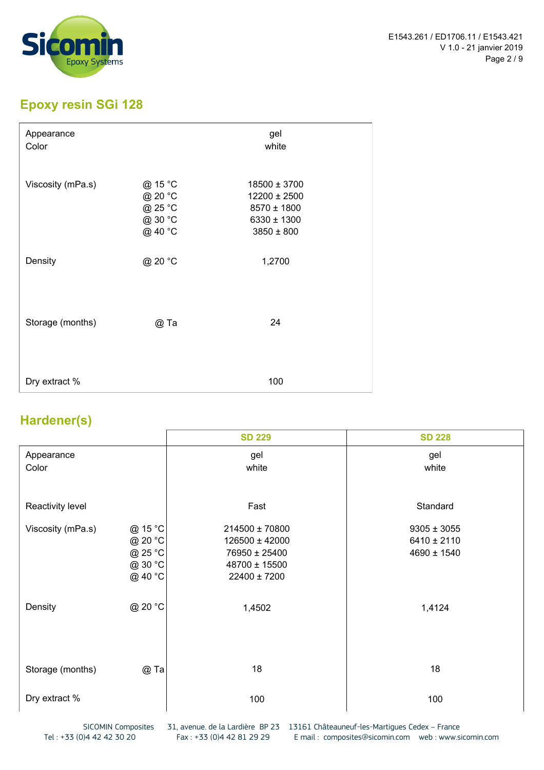## Epoxy resin SGi 128

| | | |
|---|---|---|
| Appearance | | gel |
| Color | | white |
| Viscosity (mPa.s) | @ 15 °C | 18500 ± 3700 |
| | @ 20 °C | 12200 ± 2500 |
| | @ 25 °C | 8570 ± 1800 |
| | @ 30 °C | 6330 ± 1300 |
| | @ 40 °C | 3850 ± 800 |
| Density | @ 20 °C | 1,2700 |
| Storage (months) | @ Ta | 24 |
| Dry extract % | | 100 |

## Hardener(s)

| | | SD 229 | SD 228 |
|---|---|---|---|
| Appearance | | gel | gel |
| Color | | white | white |
| Reactivity level | | Fast | Standard |
| Viscosity (mPa.s) | @ 15 °C | 214500 ± 70800 | 9305 ± 3055 |
| | @ 20 °C | 126500 ± 42000 | 6410 ± 2110 |
| | @ 25 °C | 76950 ± 25400 | 4690 ± 1540 |
| | @ 30 °C | 48700 ± 15500 | |
| | @ 40 °C | 22400 ± 7200 | |
| Density | @ 20 °C | 1,4502 | 1,4124 |
| Storage (months) | @ Ta | 18 | 18 |
| Dry extract % | | 100 | 100 |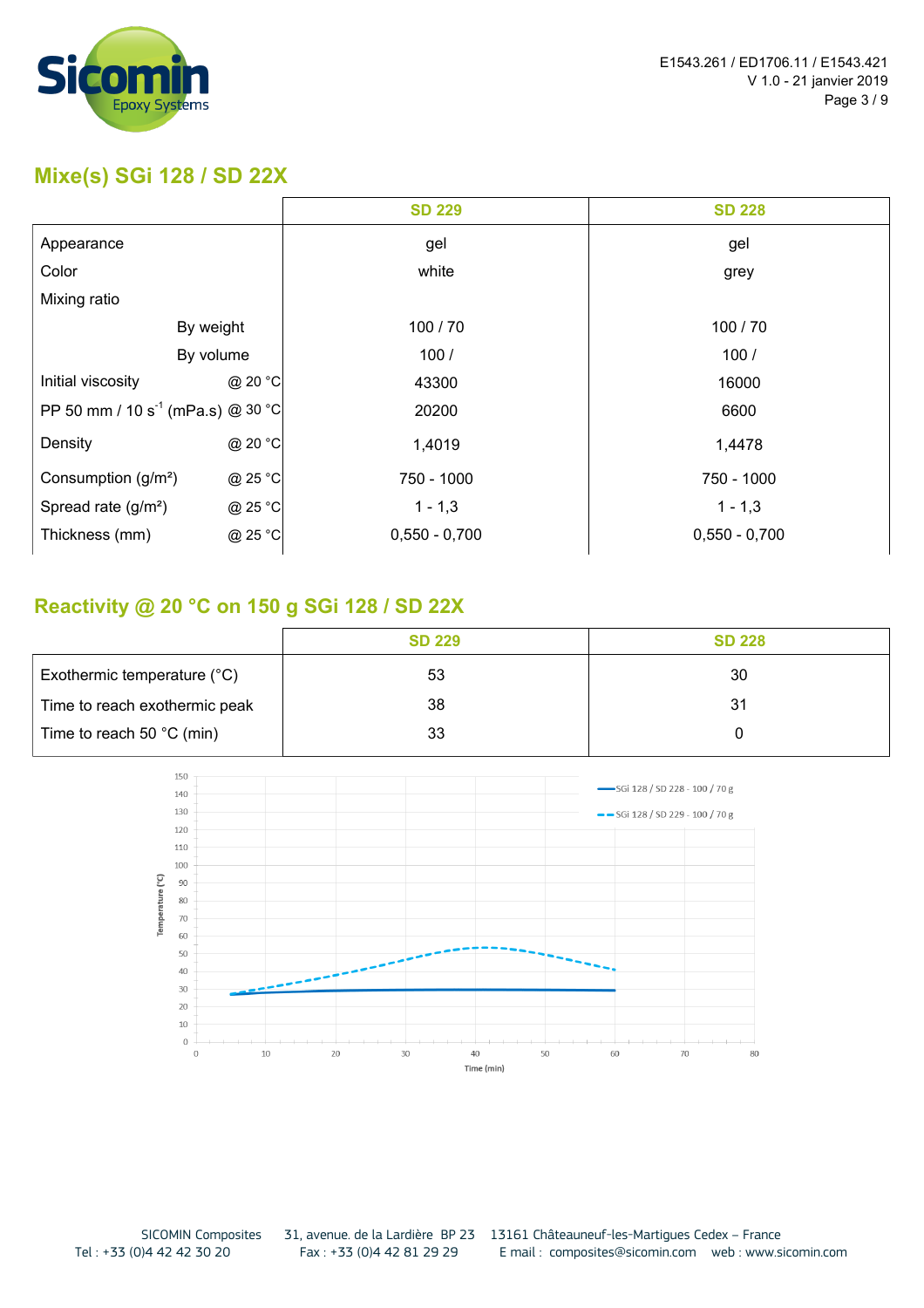## Mixe(s) SGi 128 / SD 22X

| | | SD 229 | SD 228 |
|---|---|---|---|
| Appearance | | gel | gel |
| Color | | white | grey |
| Mixing ratio | | | |
| By weight | | 100 / 70 | 100 / 70 |
| By volume | | 100 / | 100 / |
| Initial viscosity | @ 20 °C | 43300 | 16000 |
| PP 50 mm / 10 $s^{-1}$ (mPa.s) | @ 30 °C | 20200 | 6600 |
| Density | @ 20 °C | 1,4019 | 1,4478 |
| Consumption (g/m²) | @ 25 °C | 750 - 1000 | 750 - 1000 |
| Spread rate (g/m²) | @ 25 °C | 1 - 1,3 | 1 - 1,3 |
| Thickness (mm) | @ 25 °C | 0,550 - 0,700 | 0,550 - 0,700 |

## Reactivity @ 20 °C on 150 g SGi 128 / SD 22X

| | SD 229 | SD 228 |
|---|---|---|
| Exothermic temperature (°C) | 53 | 30 |
| Time to reach exothermic peak | 38 | 31 |
| Time to reach 50 °C (min) | 33 | 0 |

Legend: SGi 128 / SD 228 - 100 / 70 g; SGi 128 / SD 229 - 100 / 70 g

Temperature (°C) vs Time (min)

SICOMIN Composites 31, avenue. de la Lardière BP 23 13161 Châteauneuf-les-Martigues Cedex – France
Tel : +33 (0)4 42 42 30 20 Fax : +33 (0)4 42 81 29 29 E mail : composites@sicomin.com web : www.sicomin.com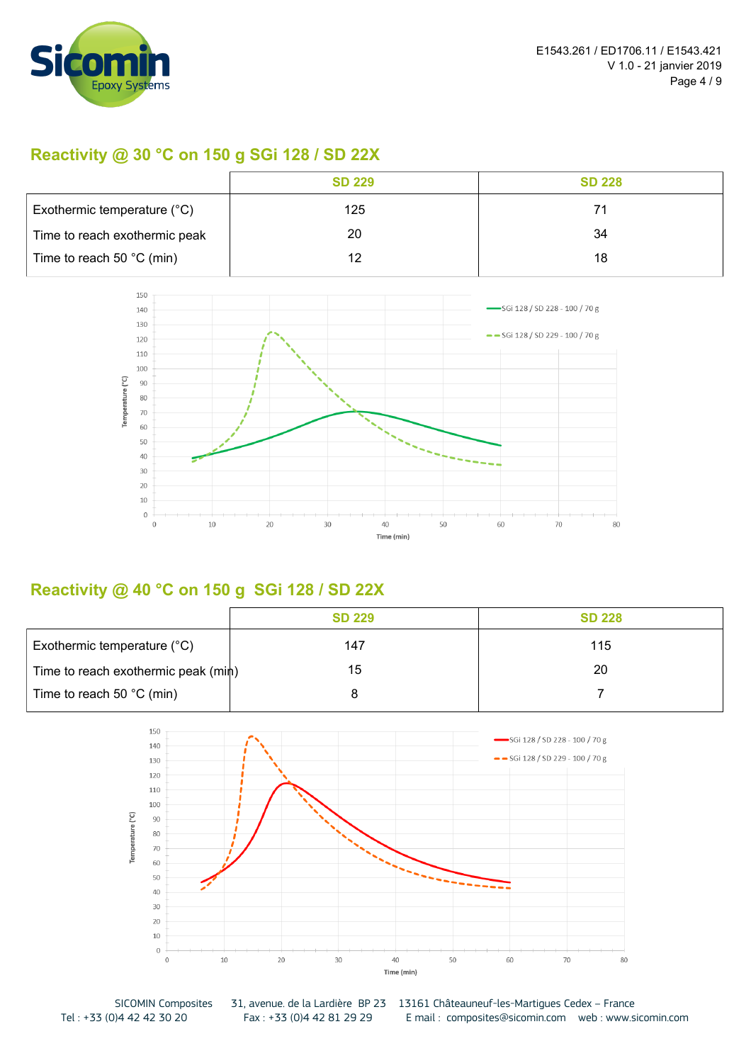## Reactivity @ 30 °C on 150 g SGi 128 / SD 22X

| | SD 229 | SD 228 |
|---|---|---|
| Exothermic temperature (°C) | 125 | 71 |
| Time to reach exothermic peak | 20 | 34 |
| Time to reach 50 °C (min) | 12 | 18 |

## Reactivity @ 40 °C on 150 g SGi 128 / SD 22X

| | SD 229 | SD 228 |
|---|---|---|
| Exothermic temperature (°C) | 147 | 115 |
| Time to reach exothermic peak (min) | 15 | 20 |
| Time to reach 50 °C (min) | 8 | 7 |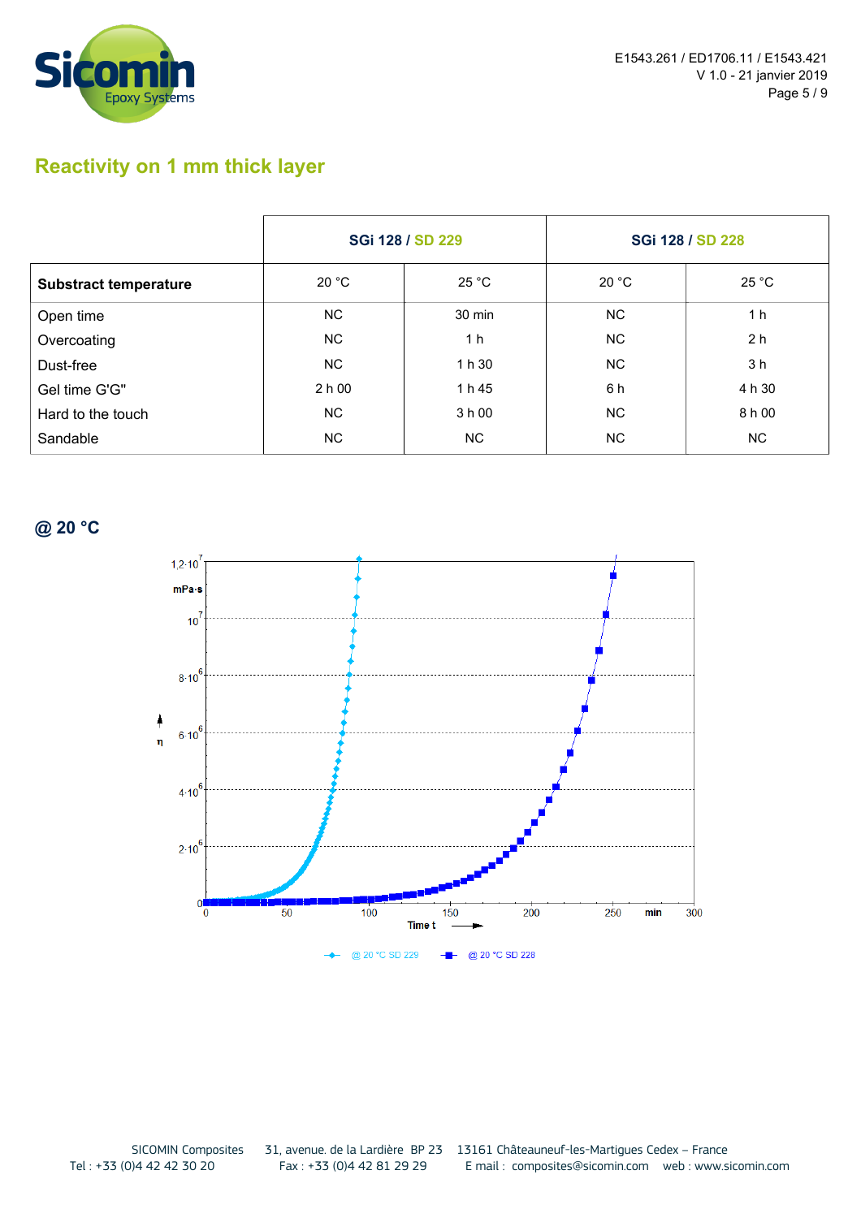## Reactivity on 1 mm thick layer

| | SGi 128 / SD 229 | | SGi 128 / SD 228 | |
|---|---|---|---|---|
| **Substract temperature** | 20 °C | 25 °C | 20 °C | 25 °C |
| Open time | NC | 30 min | NC | 1 h |
| Overcoating | NC | 1 h | NC | 2 h |
| Dust-free | NC | 1 h 30 | NC | 3 h |
| Gel time G'G" | 2 h 00 | 1 h 45 | 6 h | 4 h 30 |
| Hard to the touch | NC | 3 h 00 | NC | 8 h 00 |
| Sandable | NC | NC | NC | NC |

### @ 20 °C

SICOMIN Composites 31, avenue. de la Lardière BP 23 13161 Châteauneuf-les-Martigues Cedex – France
Tel : +33 (0)4 42 42 30 20 Fax : +33 (0)4 42 81 29 29 E mail : composites@sicomin.com web : www.sicomin.com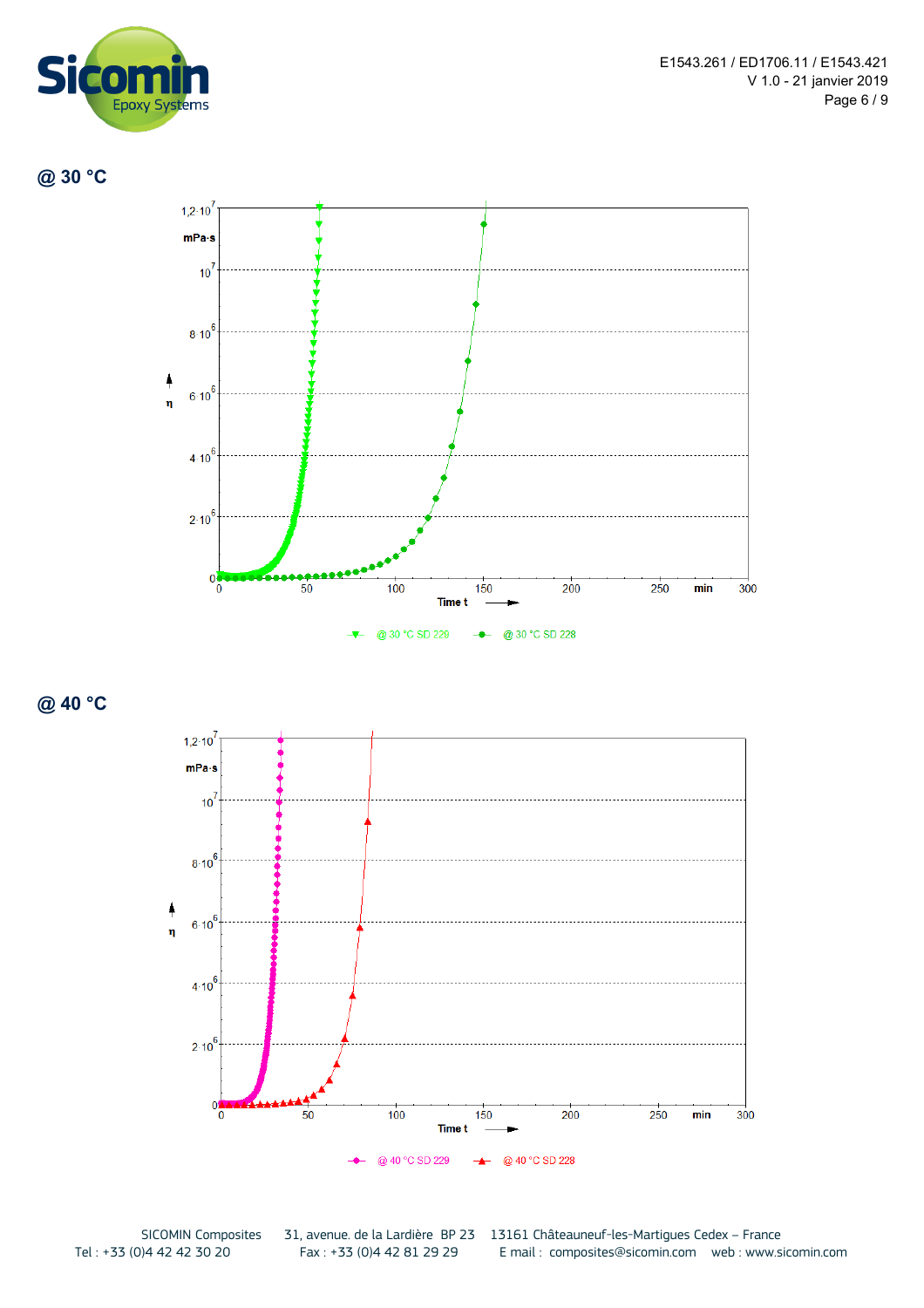## @ 30 °C

η (mPa·s) vs Time t (min)

@ 30 °C SD 229 — @ 30 °C SD 228

## @ 40 °C

η (mPa·s) vs Time t (min)

@ 40 °C SD 229 — @ 40 °C SD 228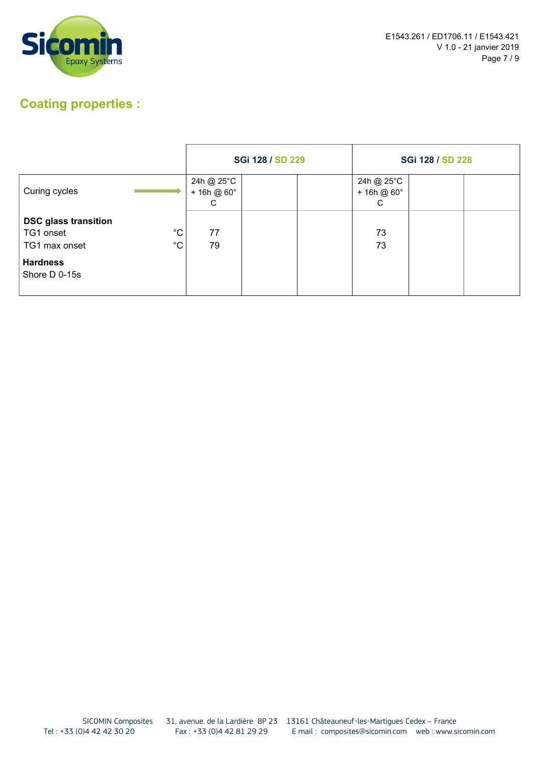## Coating properties :

| | | SGi 128 / SD 229 | | | SGi 128 / SD 228 | | |
|---|---|---|---|---|---|---|---|
| Curing cycles | → | 24h @ 25°C + 16h @ 60° C | | | 24h @ 25°C + 16h @ 60° C | | |
| **DSC glass transition** | | | | | | | |
| TG1 onset | °C | 77 | | | 73 | | |
| TG1 max onset | °C | 79 | | | 73 | | |
| **Hardness** | | | | | | | |
| Shore D 0-15s | | | | | | | |

SICOMIN Composites 31, avenue. de la Lardière BP 23 13161 Châteauneuf-les-Martigues Cedex – France
Tel : +33 (0)4 42 42 30 20 Fax : +33 (0)4 42 81 29 29 E mail : composites@sicomin.com web : www.sicomin.com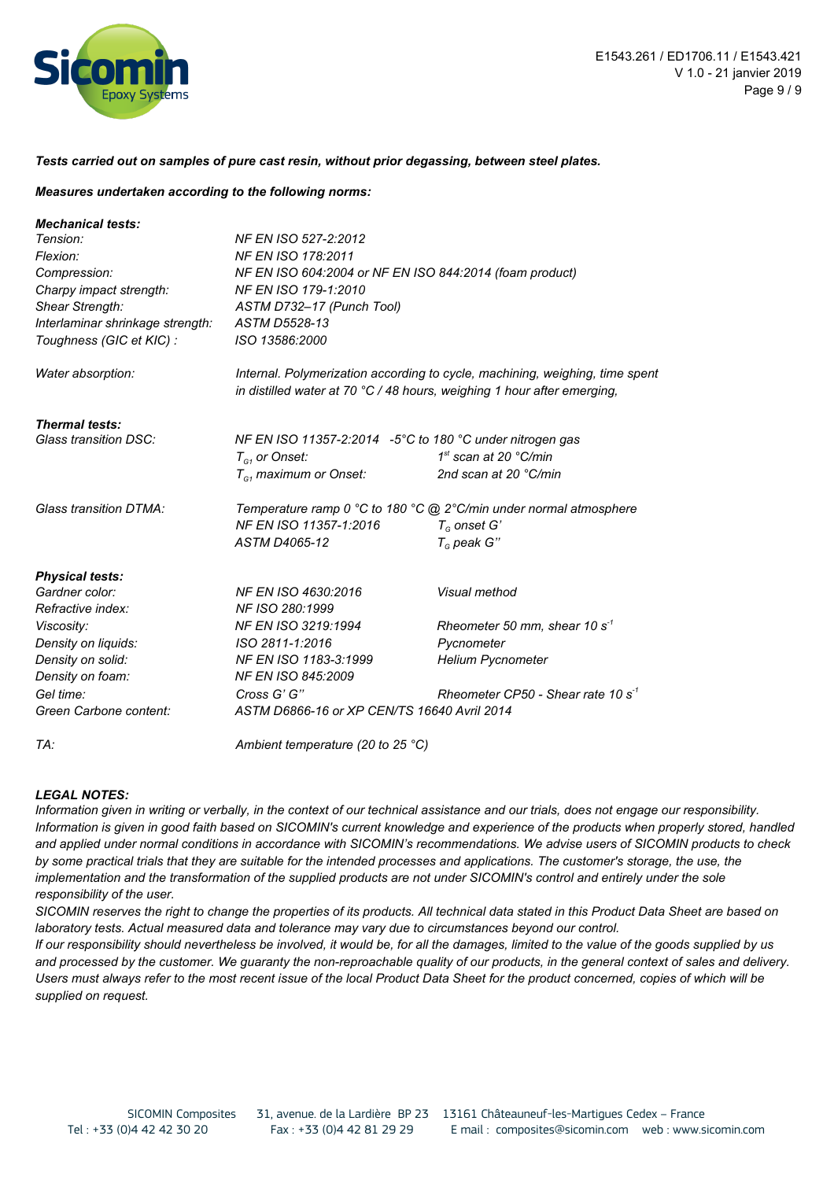***Tests carried out on samples of pure cast resin, without prior degassing, between steel plates.***

***Measures undertaken according to the following norms:***

***Mechanical tests:***

| | | |
|---|---|---|
| *Tension:* | *NF EN ISO 527-2:2012* | |
| *Flexion:* | *NF EN ISO 178:2011* | |
| *Compression:* | *NF EN ISO 604:2004 or NF EN ISO 844:2014 (foam product)* | |
| *Charpy impact strength:* | *NF EN ISO 179-1:2010* | |
| *Shear Strength:* | *ASTM D732–17 (Punch Tool)* | |
| *Interlaminar shrinkage strength:* | *ASTM D5528-13* | |
| *Toughness (GIC et KIC) :* | *ISO 13586:2000* | |
| *Water absorption:* | *Internal. Polymerization according to cycle, machining, weighing, time spent in distilled water at 70 °C / 48 hours, weighing 1 hour after emerging,* | |

***Thermal tests:***

| | | |
|---|---|---|
| *Glass transition DSC:* | *NF EN ISO 11357-2:2014 -5°C to 180 °C under nitrogen gas* | |
| | *$T_{G1}$ or Onset:* | *1st scan at 20 °C/min* |
| | *$T_{G1}$ maximum or Onset:* | *2nd scan at 20 °C/min* |
| *Glass transition DTMA:* | *Temperature ramp 0 °C to 180 °C @ 2°C/min under normal atmosphere* | |
| | *NF EN ISO 11357-1:2016* | *$T_G$ onset G'* |
| | *ASTM D4065-12* | *$T_G$ peak G''* |

***Physical tests:***

| | | |
|---|---|---|
| *Gardner color:* | *NF EN ISO 4630:2016* | *Visual method* |
| *Refractive index:* | *NF ISO 280:1999* | |
| *Viscosity:* | *NF EN ISO 3219:1994* | *Rheometer 50 mm, shear 10 $s^{-1}$* |
| *Density on liquids:* | *ISO 2811-1:2016* | *Pycnometer* |
| *Density on solid:* | *NF EN ISO 1183-3:1999* | *Helium Pycnometer* |
| *Density on foam:* | *NF EN ISO 845:2009* | |
| *Gel time:* | *Cross G' G''* | *Rheometer CP50 - Shear rate 10 $s^{-1}$* |
| *Green Carbone content:* | *ASTM D6866-16 or XP CEN/TS 16640 Avril 2014* | |
| *TA:* | *Ambient temperature (20 to 25 °C)* | |

***LEGAL NOTES:***

*Information given in writing or verbally, in the context of our technical assistance and our trials, does not engage our responsibility. Information is given in good faith based on SICOMIN's current knowledge and experience of the products when properly stored, handled and applied under normal conditions in accordance with SICOMIN's recommendations. We advise users of SICOMIN products to check by some practical trials that they are suitable for the intended processes and applications. The customer's storage, the use, the implementation and the transformation of the supplied products are not under SICOMIN's control and entirely under the sole responsibility of the user.*

*SICOMIN reserves the right to change the properties of its products. All technical data stated in this Product Data Sheet are based on laboratory tests. Actual measured data and tolerance may vary due to circumstances beyond our control.*

*If our responsibility should nevertheless be involved, it would be, for all the damages, limited to the value of the goods supplied by us and processed by the customer. We guaranty the non-reproachable quality of our products, in the general context of sales and delivery. Users must always refer to the most recent issue of the local Product Data Sheet for the product concerned, copies of which will be supplied on request.*